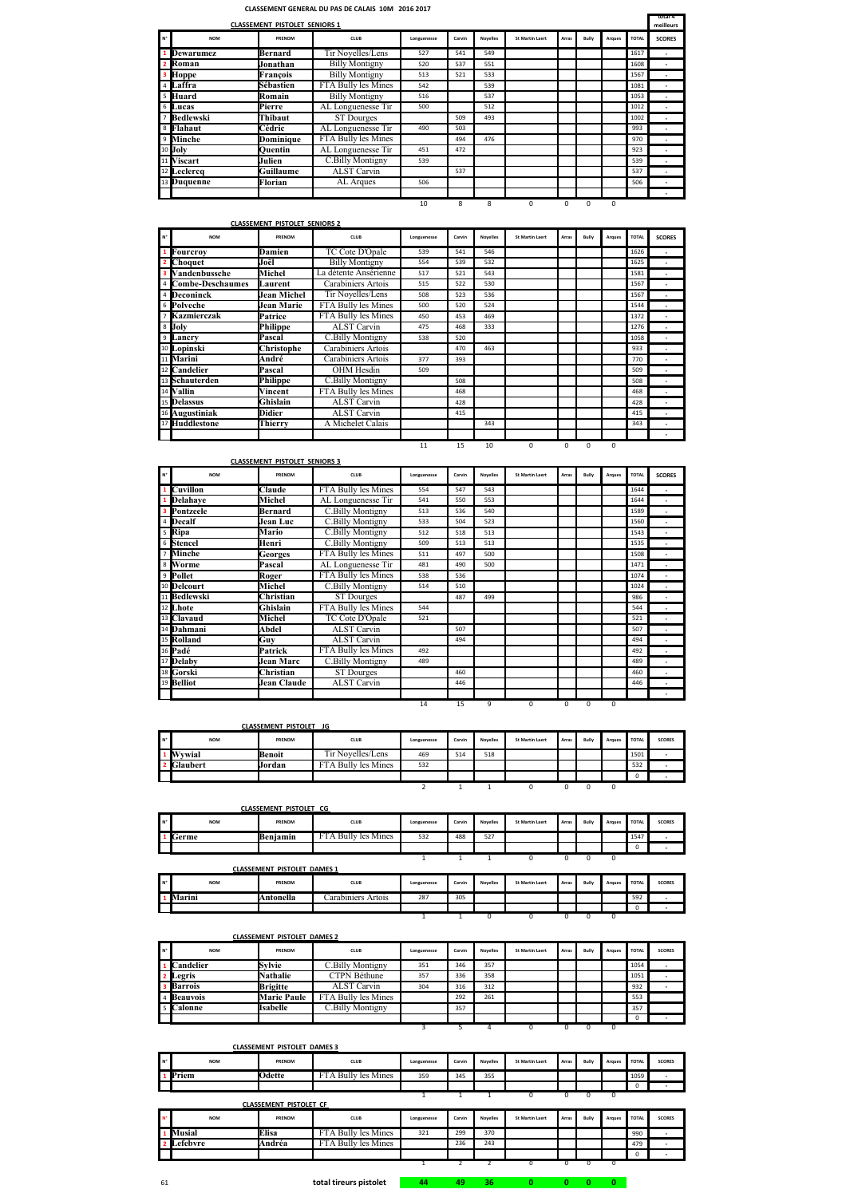# CLASSEMENT GENERAL DU PAS DE CALAIS 10M 2016 2017

## CLASSEMENT PISTOLET SENIORS 1

| N° | NOM | PRENOM | CLUB | Longuenesse | Carvin | Noyelles | St Martin Laert | Arras | Bully | Arques | TOTAL | total 4 meilleurs SCORES |
|---|---|---|---|---|---|---|---|---|---|---|---|---|
| 1 | Dewarumez | Bernard | Tir Noyelles/Lens | 527 | 541 | 549 | | | | | 1617 | - |
| 2 | Roman | Jonathan | Billy Montigny | 520 | 537 | 551 | | | | | 1608 | - |
| 3 | Hoppe | François | Billy Montigny | 513 | 521 | 533 | | | | | 1567 | - |
| 4 | Laffra | Sébastien | FTA Bully les Mines | 542 | | 539 | | | | | 1081 | - |
| 5 | Huard | Romain | Billy Montigny | 516 | | 537 | | | | | 1053 | - |
| 6 | Lucas | Pierre | AL Longuenesse Tir | 500 | | 512 | | | | | 1012 | - |
| 7 | Bedlewski | Thibaut | ST Dourges | | 509 | 493 | | | | | 1002 | - |
| 8 | Flahaut | Cédric | AL Longuenesse Tir | 490 | 503 | | | | | | 993 | - |
| 9 | Minche | Dominique | FTA Bully les Mines | | 494 | 476 | | | | | 970 | - |
| 10 | Joly | Quentin | AL Longuenesse Tir | 451 | 472 | | | | | | 923 | - |
| 11 | Viscart | Julien | C.Billy Montigny | 539 | | | | | | | 539 | - |
| 12 | Leclercq | Guillaume | ALST Carvin | | 537 | | | | | | 537 | - |
| 13 | Duquenne | Florian | AL Arques | 506 | | | | | | | 506 | - |
| | | | | | | | | | | | | - |
| | | | | 10 | 8 | 8 | 0 | 0 | 0 | 0 | | |

## CLASSEMENT PISTOLET SENIORS 2

| N° | NOM | PRENOM | CLUB | Longuenesse | Carvin | Noyelles | St Martin Laert | Arras | Bully | Arques | TOTAL | SCORES |
|---|---|---|---|---|---|---|---|---|---|---|---|---|
| 1 | Fourcroy | Damien | TC Cote D'Opale | 539 | 541 | 546 | | | | | 1626 | - |
| 2 | Choquet | Joël | Billy Montigny | 554 | 539 | 532 | | | | | 1625 | - |
| 3 | Vandenbussche | Michel | La détente Ansérienne | 517 | 521 | 543 | | | | | 1581 | - |
| 4 | Combe-Deschaumes | Laurent | Carabiniers Artois | 515 | 522 | 530 | | | | | 1567 | - |
| 4 | Deconinck | Jean Michel | Tir Noyelles/Lens | 508 | 523 | 536 | | | | | 1567 | - |
| 6 | Polveche | Jean Marie | FTA Bully les Mines | 500 | 520 | 524 | | | | | 1544 | - |
| 7 | Kazmierczak | Patrice | FTA Bully les Mines | 450 | 453 | 469 | | | | | 1372 | - |
| 8 | Joly | Philippe | ALST Carvin | 475 | 468 | 333 | | | | | 1276 | - |
| 9 | Lancry | Pascal | C.Billy Montigny | 538 | 520 | | | | | | 1058 | - |
| 10 | Lopinski | Christophe | Carabiniers Artois | | 470 | 463 | | | | | 933 | - |
| 11 | Marini | André | Carabiniers Artois | 377 | 393 | | | | | | 770 | - |
| 12 | Candelier | Pascal | OHM Hesdin | 509 | | | | | | | 509 | - |
| 13 | Schauterden | Philippe | C.Billy Montigny | | 508 | | | | | | 508 | - |
| 14 | Vallin | Vincent | FTA Bully les Mines | | 468 | | | | | | 468 | - |
| 15 | Delassus | Ghislain | ALST Carvin | | 428 | | | | | | 428 | - |
| 16 | Augustiniak | Didier | ALST Carvin | | 415 | | | | | | 415 | - |
| 17 | Huddlestone | Thierry | A Michelet Calais | | | 343 | | | | | 343 | - |
| | | | | | | | | | | | | - |
| | | | | 11 | 15 | 10 | 0 | 0 | 0 | 0 | | |

## CLASSEMENT PISTOLET SENIORS 3

| N° | NOM | PRENOM | CLUB | Longuenesse | Carvin | Noyelles | St Martin Laert | Arras | Bully | Arques | TOTAL | SCORES |
|---|---|---|---|---|---|---|---|---|---|---|---|---|
| 1 | Cuvillon | Claude | FTA Bully les Mines | 554 | 547 | 543 | | | | | 1644 | - |
| 1 | Delahaye | Michel | AL Longuenesse Tir | 541 | 550 | 553 | | | | | 1644 | - |
| 3 | Pontzeele | Bernard | C.Billy Montigny | 513 | 536 | 540 | | | | | 1589 | - |
| 4 | Decalf | Jean Luc | C.Billy Montigny | 533 | 504 | 523 | | | | | 1560 | - |
| 5 | Ripa | Mario | C.Billy Montigny | 512 | 518 | 513 | | | | | 1543 | - |
| 6 | Stencel | Henri | C.Billy Montigny | 509 | 513 | 513 | | | | | 1535 | - |
| 7 | Minche | Georges | FTA Bully les Mines | 511 | 497 | 500 | | | | | 1508 | - |
| 8 | Worme | Pascal | AL Longuenesse Tir | 481 | 490 | 500 | | | | | 1471 | - |
| 9 | Pollet | Roger | FTA Bully les Mines | 538 | 536 | | | | | | 1074 | - |
| 10 | Delcourt | Michel | C.Billy Montigny | 514 | 510 | | | | | | 1024 | - |
| 11 | Bedlewski | Christian | ST Dourges | | 487 | 499 | | | | | 986 | - |
| 12 | Lhote | Ghislain | FTA Bully les Mines | 544 | | | | | | | 544 | - |
| 13 | Clavaud | Michel | TC Cote D'Opale | 521 | | | | | | | 521 | - |
| 14 | Dahmani | Abdel | ALST Carvin | | 507 | | | | | | 507 | - |
| 15 | Rolland | Guy | ALST Carvin | | 494 | | | | | | 494 | - |
| 16 | Padé | Patrick | FTA Bully les Mines | 492 | | | | | | | 492 | - |
| 17 | Delaby | Jean Marc | C.Billy Montigny | 489 | | | | | | | 489 | - |
| 18 | Gorski | Christian | ST Dourges | | 460 | | | | | | 460 | - |
| 19 | Belliot | Jean Claude | ALST Carvin | | 446 | | | | | | 446 | - |
| | | | | | | | | | | | | - |
| | | | | 14 | 15 | 9 | 0 | 0 | 0 | 0 | | |

## CLASSEMENT PISTOLET JG

| N° | NOM | PRENOM | CLUB | Longuenesse | Carvin | Noyelles | St Martin Laert | Arras | Bully | Arques | TOTAL | SCORES |
|---|---|---|---|---|---|---|---|---|---|---|---|---|
| 1 | Wywial | Benoit | Tir Noyelles/Lens | 469 | 514 | 518 | | | | | 1501 | - |
| 2 | Glaubert | Jordan | FTA Bully les Mines | 532 | | | | | | | 532 | - |
| | | | | | | | | | | | 0 | - |
| | | | | 2 | 1 | 1 | 0 | 0 | 0 | 0 | | |

## CLASSEMENT PISTOLET CG

| N° | NOM | PRENOM | CLUB | Longuenesse | Carvin | Noyelles | St Martin Laert | Arras | Bully | Arques | TOTAL | SCORES |
|---|---|---|---|---|---|---|---|---|---|---|---|---|
| 1 | Germe | Benjamin | FTA Bully les Mines | 532 | 488 | 527 | | | | | 1547 | - |
| | | | | | | | | | | | 0 | - |
| | | | | 1 | 1 | 1 | 0 | 0 | 0 | 0 | | |

## CLASSEMENT PISTOLET DAMES 1

| N° | NOM | PRENOM | CLUB | Longuenesse | Carvin | Noyelles | St Martin Laert | Arras | Bully | Arques | TOTAL | SCORES |
|---|---|---|---|---|---|---|---|---|---|---|---|---|
| 1 | Marini | Antonella | Carabiniers Artois | 287 | 305 | | | | | | 592 | - |
| | | | | | | | | | | | 0 | - |
| | | | | 1 | 1 | 0 | 0 | 0 | 0 | 0 | | |

## CLASSEMENT PISTOLET DAMES 2

| N° | NOM | PRENOM | CLUB | Longuenesse | Carvin | Noyelles | St Martin Laert | Arras | Bully | Arques | TOTAL | SCORES |
|---|---|---|---|---|---|---|---|---|---|---|---|---|
| 1 | Candelier | Sylvie | C.Billy Montigny | 351 | 346 | 357 | | | | | 1054 | - |
| 2 | Legris | Nathalie | CTPN Béthune | 357 | 336 | 358 | | | | | 1051 | - |
| 3 | Barrois | Brigitte | ALST Carvin | 304 | 316 | 312 | | | | | 932 | - |
| 4 | Beauvois | Marie Paule | FTA Bully les Mines | | 292 | 261 | | | | | 553 | |
| 5 | Calonne | Isabelle | C.Billy Montigny | | 357 | | | | | | 357 | |
| | | | | | | | | | | | 0 | - |
| | | | | 3 | 5 | 4 | 0 | 0 | 0 | 0 | | |

## CLASSEMENT PISTOLET DAMES 3

| N° | NOM | PRENOM | CLUB | Longuenesse | Carvin | Noyelles | St Martin Laert | Arras | Bully | Arques | TOTAL | SCORES |
|---|---|---|---|---|---|---|---|---|---|---|---|---|
| 1 | Priem | Odette | FTA Bully les Mines | 359 | 345 | 355 | | | | | 1059 | - |
| | | | | | | | | | | | 0 | - |
| | | | | 1 | 1 | 1 | 0 | 0 | 0 | 0 | | |

## CLASSEMENT PISTOLET CF

| N° | NOM | PRENOM | CLUB | Longuenesse | Carvin | Noyelles | St Martin Laert | Arras | Bully | Arques | TOTAL | SCORES |
|---|---|---|---|---|---|---|---|---|---|---|---|---|
| 1 | Musial | Elisa | FTA Bully les Mines | 321 | 299 | 370 | | | | | 990 | - |
| 2 | Lefebvre | Andréa | FTA Bully les Mines | | 236 | 243 | | | | | 479 | - |
| | | | | | | | | | | | 0 | - |
| | | | | 1 | 2 | 2 | 0 | 0 | 0 | 0 | | |

| 61 | total tireurs pistolet | 44 | 49 | 36 | 0 | 0 | 0 | 0 |
|---|---|---|---|---|---|---|---|---|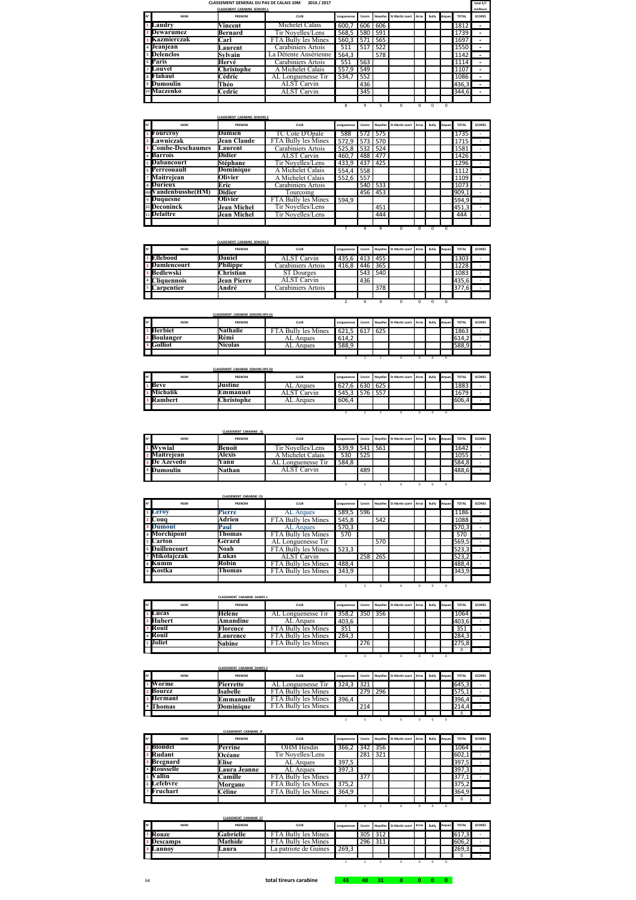# CLASSEMENT GENERAL DU PAS DE CALAIS 10M 2016 / 2017

total 4/7 meilleurs

## CLASSEMENT CARABINE SENIORS 1

| N° | NOM | PRENOM | CLUB | Longuenesse | Carvin | Noyelles | St Martin Laert | Arras | Bully | Arques | TOTAL | SCORES |
|---|---|---|---|---|---|---|---|---|---|---|---|---|
| 1 | Landry | Vincent | Michelet Calais | 600,7 | 606 | 606 | | | | | 1812 | - |
| 2 | Dewarumez | Bernard | Tir Noyelles/Lens | 568,5 | 580 | 591 | | | | | 1739 | - |
| 3 | Kazmierczak | Carl | FTA Bully les Mines | 560,3 | 571 | 565 | | | | | 1697 | - |
| 4 | Jeanjean | Laurent | Carabiniers Artois | 511 | 517 | 522 | | | | | 1550 | - |
| 5 | Delenclos | Sylvain | La Détente Ansérienne | 564,3 | | 578 | | | | | 1142 | - |
| 6 | Paris | Hervé | Carabiniers Artois | 551 | 563 | | | | | | 1114 | - |
| 7 | Louvet | Christophe | A Michelet Calais | 557,9 | 549 | | | | | | 1107 | - |
| 8 | Flahaut | Cédric | AL Longuenesse Tir | 534,7 | 552 | | | | | | 1086 | - |
| 9 | Dumoulin | Théo | ALST Carvin | | 436 | | | | | | 436,3 | - |
| 10 | Maczenko | Cedric | ALST Carvin | | 345 | | | | | | 344,6 | - |
| | | | | 8 | 9 | 5 | 0 | 0 | 0 | 0 | | |

## CLASSEMENT CARABINE SENIORS 2

| N° | NOM | PRENOM | CLUB | Longuenesse | Carvin | Noyelles | St Martin Laert | Arras | Bully | Arques | TOTAL | SCORES |
|---|---|---|---|---|---|---|---|---|---|---|---|---|
| 1 | Fourcroy | Damien | TC Cote D'Opale | 588 | 572 | 575 | | | | | 1735 | - |
| 2 | Lawniczak | Jean Claude | FTA Bully les Mines | 572,9 | 573 | 570 | | | | | 1715 | - |
| 3 | Combe-Deschaumes | Laurent | Carabiniers Artois | 525,8 | 532 | 524 | | | | | 1581 | - |
| 4 | Barrois | Didier | ALST Carvin | 460,7 | 488 | 477 | | | | | 1426 | - |
| 5 | Dabancourt | Stéphane | Tir Noyelles/Lens | 433,9 | 437 | 425 | | | | | 1296 | - |
| 6 | Perreouault | Dominique | A Michelet Calais | 554,4 | 558 | | | | | | 1112 | - |
| 7 | Maitrejean | Olivier | A Michelet Calais | 552,6 | 557 | | | | | | 1109 | - |
| 8 | Durieux | Eric | Carabiniers Artois | | 540 | 533 | | | | | 1073 | - |
| HM | Vandenbussche(HM) | Didier | Tourcoing | | 456 | 453 | | | | | 909,1 | - |
| 9 | Duquesne | Olivier | FTA Bully les Mines | 594,9 | | | | | | | 594,9 | - |
| 10 | Deconinck | Jean Michel | Tir Noyelles/Lens | | | 451 | | | | | 451,3 | - |
| 11 | Delattre | Jean Michel | Tir Noyelles/Lens | | | 444 | | | | | 444 | - |
| | | | | 7 | 9 | 9 | 0 | 0 | 0 | 0 | | |

## CLASSEMENT CARABINE SENIORS 3

| N° | NOM | PRENOM | CLUB | Longuenesse | Carvin | Noyelles | St Martin Laert | Arras | Bully | Arques | TOTAL | SCORES |
|---|---|---|---|---|---|---|---|---|---|---|---|---|
| 1 | Ellebood | Daniel | ALST Carvin | 435,6 | 413 | 455 | | | | | 1303 | - |
| 2 | Damlencourt | Philippe | Carabiniers Artois | 416,8 | 446 | 365 | | | | | 1228 | - |
| 3 | Bedlewski | Christian | ST Dourges | | 543 | 540 | | | | | 1083 | - |
| 4 | Cliquennois | Jean Pierre | ALST Carvin | | 436 | | | | | | 435,6 | - |
| 5 | Carpentier | André | Carabiniers Artois | | | 378 | | | | | 377,6 | - |
| | | | | 2 | 4 | 4 | 0 | 0 | 0 | 0 | | |

## CLASSEMENT CARABINE SENIORS HPS H1

| N° | NOM | PRENOM | CLUB | Longuenesse | Carvin | Noyelles | St Martin Laert | Arras | Bully | Arques | TOTAL | SCORES |
|---|---|---|---|---|---|---|---|---|---|---|---|---|
| 1 | Herbiet | Nathalie | FTA Bully les Mines | 621,5 | 617 | 625 | | | | | 1863 | - |
| 2 | Boulanger | Rémi | AL Arques | 614,2 | | | | | | | 614,2 | - |
| 3 | Golliot | Nicolas | AL Arques | 588,9 | | | | | | | 588,9 | - |
| | | | | 3 | 1 | 1 | 0 | 0 | 0 | 0 | | |

## CLASSEMENT CARABINE SENIORS HPS H2

| N° | NOM | PRENOM | CLUB | Longuenesse | Carvin | Noyelles | St Martin Laert | Arras | Bully | Arques | TOTAL | SCORES |
|---|---|---|---|---|---|---|---|---|---|---|---|---|
| 1 | Beve | Justine | AL Arques | 627,6 | 630 | 625 | | | | | 1883 | - |
| 2 | Michalik | Emmanuel | ALST Carvin | 545,3 | 576 | 557 | | | | | 1679 | - |
| 3 | Rambert | Christophe | AL Arques | 606,4 | | | | | | | 606,4 | - |
| | | | | 3 | 2 | 2 | 0 | 0 | 0 | 0 | | |

## CLASSEMENT CARABINE JG

| N° | NOM | PRENOM | CLUB | Longuenesse | Carvin | Noyelles | St Martin Laert | Arras | Bully | Arques | TOTAL | SCORES |
|---|---|---|---|---|---|---|---|---|---|---|---|---|
| 1 | Wywial | Benoit | Tir Noyelles/Lens | 539,9 | 541 | 561 | | | | | 1642 | - |
| 2 | Maitrejean | Alexis | A Michelet Calais | 530 | 525 | | | | | | 1055 | - |
| 3 | De Azevedo | Yann | AL Longuenesse Tir | 584,8 | | | | | | | 584,8 | - |
| 4 | Dumoulin | Nathan | ALST Carvin | | 489 | | | | | | 488,6 | - |
| | | | | 3 | 3 | 1 | 0 | 0 | 0 | 0 | | |

## CLASSEMENT CARABINE CG

| N° | NOM | PRENOM | CLUB | Longuenesse | Carvin | Noyelles | St Martin Laert | Arras | Bully | Arques | TOTAL | SCORES |
|---|---|---|---|---|---|---|---|---|---|---|---|---|
| 1 | Leroy | Pierre | AL Arques | 589,5 | 596 | | | | | | 1186 | - |
| 2 | Couq | Adrien | FTA Bully les Mines | 545,8 | | 542 | | | | | 1088 | - |
| 3 | Dumont | Paul | AL Arques | 570,3 | | | | | | | 570,3 | - |
| 4 | Morchipont | Thomas | FTA Bully les Mines | 570 | | | | | | | 570 | - |
| 5 | Carton | Gérard | AL Longuenesse Tir | | | 570 | | | | | 569,5 | - |
| 6 | Daillencourt | Noah | FTA Bully les Mines | 523,3 | | | | | | | 523,3 | - |
| 7 | Mikolajczak | Lukas | ALST Carvin | | 258 | 265 | | | | | 523,2 | - |
| 8 | Kumm | Robin | FTA Bully les Mines | 488,4 | | | | | | | 488,4 | - |
| 9 | Kostka | Thomas | FTA Bully les Mines | 343,9 | | | | | | | 343,9 | |
| | | | | 5 | 2 | 3 | 0 | 0 | 0 | 0 | | |

## CLASSEMENT CARABINE DAMES 1

| N° | NOM | PRENOM | CLUB | Longuenesse | Carvin | Noyelles | St Martin Laert | Arras | Bully | Arques | TOTAL | SCORES |
|---|---|---|---|---|---|---|---|---|---|---|---|---|
| 1 | Lucas | Hélène | AL Longuenesse Tir | 358,2 | 350 | 356 | | | | | 1064 | - |
| 2 | Hubert | Amandine | AL Arques | 403,6 | | | | | | | 403,6 | - |
| 3 | Rouil | Florence | FTA Bully les Mines | 351 | | | | | | | 351 | - |
| 4 | Rouil | Laurence | FTA Bully les Mines | 284,3 | | | | | | | 284,3 | - |
| 5 | Joliet | Sabine | FTA Bully les Mines | | 276 | | | | | | 275,8 | - |
| | | | | | | | | | | | 0 | - |
| | | | | 4 | 2 | 1 | 0 | 0 | 0 | 0 | | |

## CLASSEMENT CARABINE DAMES 2

| N° | NOM | PRENOM | CLUB | Longuenesse | Carvin | Noyelles | St Martin Laert | Arras | Bully | Arques | TOTAL | SCORES |
|---|---|---|---|---|---|---|---|---|---|---|---|---|
| 1 | Worme | Pierrette | AL Longuenesse Tir | 324,3 | 321 | | | | | | 645,3 | - |
| 2 | Bourez | Isabelle | FTA Bully les Mines | | 279 | 296 | | | | | 575,1 | - |
| 3 | Hermant | Emmanuelle | FTA Bully les Mines | 396,4 | | | | | | | 396,4 | - |
| 4 | Thomas | Dominique | FTA Bully les Mines | | 214 | | | | | | 214,4 | - |
| | | | | | | | | | | | 0 | - |
| | | | | 2 | 3 | 1 | 0 | 0 | 0 | 0 | | |

## CLASSEMENT CARABINE JF

| N° | NOM | PRENOM | CLUB | Longuenesse | Carvin | Noyelles | St Martin Laert | Arras | Bully | Arques | TOTAL | SCORES |
|---|---|---|---|---|---|---|---|---|---|---|---|---|
| 1 | Blondel | Perrine | OHM Hesdin | 366,2 | 342 | 356 | | | | | 1064 | - |
| 2 | Rudant | Océane | Tir Noyelles/Lens | | 281 | 321 | | | | | 602,1 | - |
| 3 | Bregnard | Elise | AL Arques | 397,5 | | | | | | | 397,5 | - |
| 4 | Rousselle | Laura Jeanne | AL Arques | 397,3 | | | | | | | 397,3 | - |
| 5 | Vallin | Camille | FTA Bully les Mines | | 377 | | | | | | 377,1 | - |
| 6 | Lefebvre | Morgane | FTA Bully les Mines | 375,2 | | | | | | | 375,2 | - |
| 7 | Fruchart | Céline | FTA Bully les Mines | 364,9 | | | | | | | 364,9 | - |
| | | | | | | | | | | | 0 | - |
| | | | | 5 | 3 | 2 | 0 | 0 | 0 | 0 | | |

## CLASSEMENT CARABINE CF

| N° | NOM | PRENOM | CLUB | Longuenesse | Carvin | Noyelles | St Martin Laert | Arras | Bully | Arques | TOTAL | SCORES |
|---|---|---|---|---|---|---|---|---|---|---|---|---|
| 1 | Rouze | Gabrielle | FTA Bully les Mines | | 305 | 312 | | | | | 617,3 | - |
| 2 | Descamps | Mathide | FTA Bully les Mines | | 296 | 311 | | | | | 606,2 | - |
| 3 | Lannoy | Laura | La patriote de Guines | 269,3 | | | | | | | 269,3 | - |
| | | | | | | | | | | | 0 | - |
| | | | | 1 | 2 | 2 | 0 | 0 | 0 | 0 | | |

| | | Longuenesse | Carvin | Noyelles | St Martin Laert | Arras | Bully | Arques |
|---|---|---|---|---|---|---|---|---|
| 64 | total tireurs carabine | 43 | 40 | 31 | 0 | 0 | 0 | 0 |